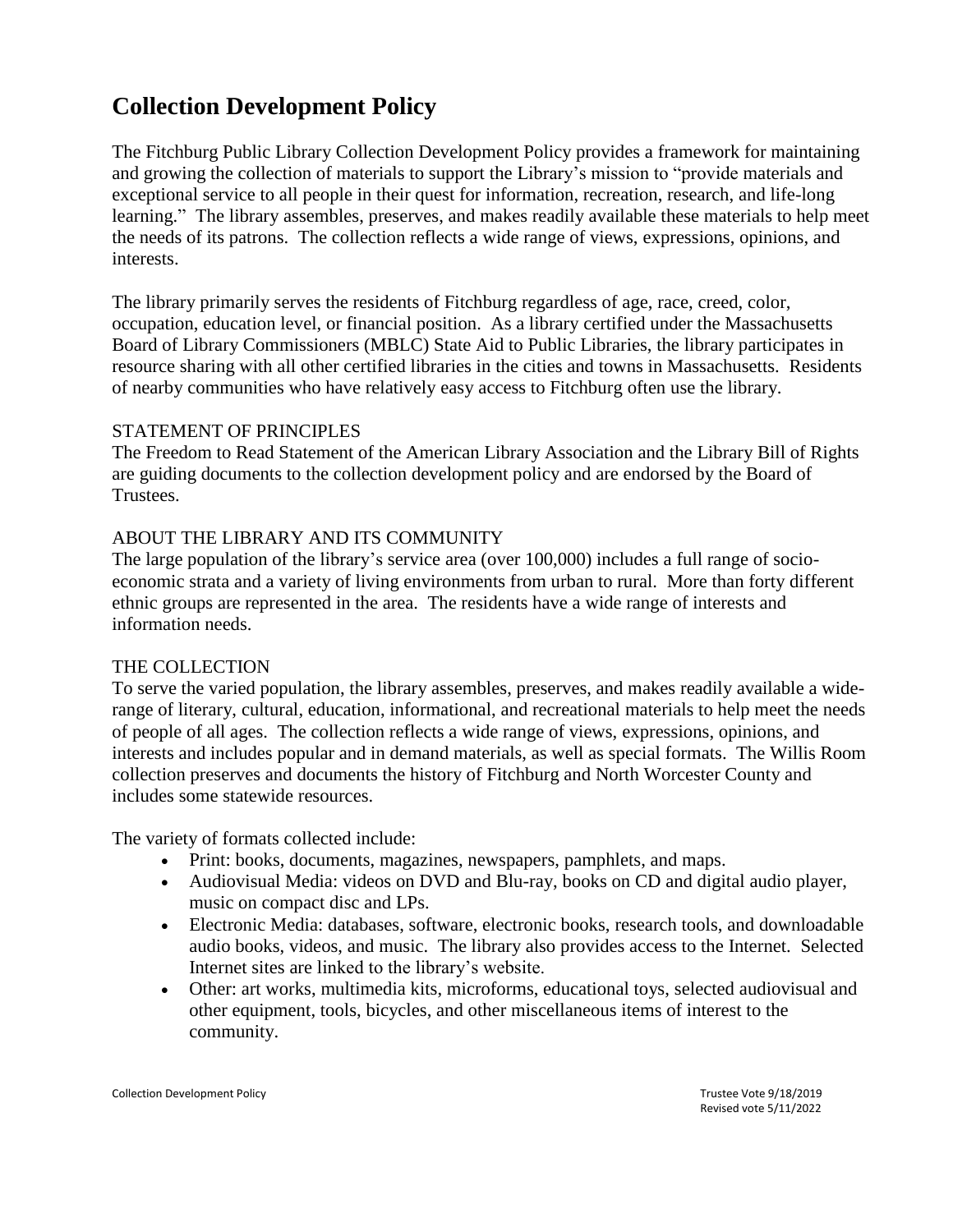# Collection Development Policy

The Fitchburg Public Library Collection Development Policy provides a framework for maintaining and growing the collection of materials to support the Library's mission to "provide materials and exceptional service to all people in their quest for information, recreation, research, and life-long learning." The library assembles, preserves, and makes readily available these materials to help meet the needs of its patrons. The collection reflects a wide range of views, expressions, opinions, and interests.

The library primarily serves the residents of Fitchburg regardless of age, race, creed, color, occupation, education level, or financial position. As a library certified under the Massachusetts Board of Library Commissioners (MBLC) State Aid to Public Libraries, the library participates in resource sharing with all other certified libraries in the cities and towns in Massachusetts. Residents of nearby communities who have relatively easy access to Fitchburg often use the library.

## STATEMENT OF PRINCIPLES

The Freedom to Read Statement of the American Library Association and the Library Bill of Rights are guiding documents to the collection development policy and are endorsed by the Board of Trustees.

## ABOUT THE LIBRARY AND ITS COMMUNITY

The large population of the library's service area (over 100,000) includes a full range of socio-economic strata and a variety of living environments from urban to rural. More than forty different ethnic groups are represented in the area. The residents have a wide range of interests and information needs.

## THE COLLECTION

To serve the varied population, the library assembles, preserves, and makes readily available a wide-range of literary, cultural, education, informational, and recreational materials to help meet the needs of people of all ages. The collection reflects a wide range of views, expressions, opinions, and interests and includes popular and in demand materials, as well as special formats. The Willis Room collection preserves and documents the history of Fitchburg and North Worcester County and includes some statewide resources.

The variety of formats collected include:

- Print: books, documents, magazines, newspapers, pamphlets, and maps.
- Audiovisual Media: videos on DVD and Blu-ray, books on CD and digital audio player, music on compact disc and LPs.
- Electronic Media: databases, software, electronic books, research tools, and downloadable audio books, videos, and music. The library also provides access to the Internet. Selected Internet sites are linked to the library's website.
- Other: art works, multimedia kits, microforms, educational toys, selected audiovisual and other equipment, tools, bicycles, and other miscellaneous items of interest to the community.

Trustee Vote 9/18/2019
Revised vote 5/11/2022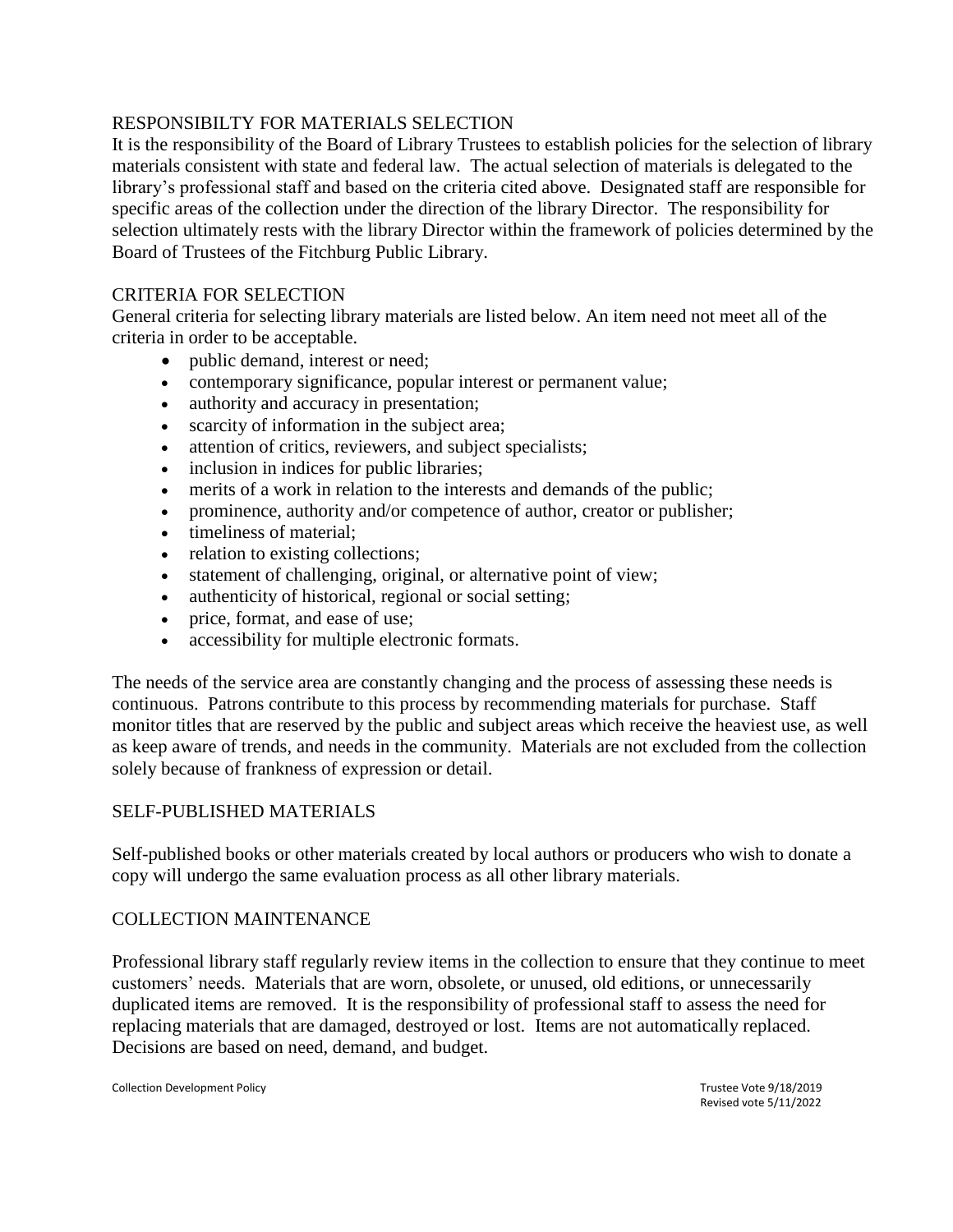## RESPONSIBILTY FOR MATERIALS SELECTION

It is the responsibility of the Board of Library Trustees to establish policies for the selection of library materials consistent with state and federal law. The actual selection of materials is delegated to the library's professional staff and based on the criteria cited above. Designated staff are responsible for specific areas of the collection under the direction of the library Director. The responsibility for selection ultimately rests with the library Director within the framework of policies determined by the Board of Trustees of the Fitchburg Public Library.

## CRITERIA FOR SELECTION

General criteria for selecting library materials are listed below. An item need not meet all of the criteria in order to be acceptable.

- public demand, interest or need;
- contemporary significance, popular interest or permanent value;
- authority and accuracy in presentation;
- scarcity of information in the subject area;
- attention of critics, reviewers, and subject specialists;
- inclusion in indices for public libraries;
- merits of a work in relation to the interests and demands of the public;
- prominence, authority and/or competence of author, creator or publisher;
- timeliness of material;
- relation to existing collections;
- statement of challenging, original, or alternative point of view;
- authenticity of historical, regional or social setting;
- price, format, and ease of use;
- accessibility for multiple electronic formats.

The needs of the service area are constantly changing and the process of assessing these needs is continuous. Patrons contribute to this process by recommending materials for purchase. Staff monitor titles that are reserved by the public and subject areas which receive the heaviest use, as well as keep aware of trends, and needs in the community. Materials are not excluded from the collection solely because of frankness of expression or detail.

## SELF-PUBLISHED MATERIALS

Self-published books or other materials created by local authors or producers who wish to donate a copy will undergo the same evaluation process as all other library materials.

## COLLECTION MAINTENANCE

Professional library staff regularly review items in the collection to ensure that they continue to meet customers' needs. Materials that are worn, obsolete, or unused, old editions, or unnecessarily duplicated items are removed. It is the responsibility of professional staff to assess the need for replacing materials that are damaged, destroyed or lost. Items are not automatically replaced. Decisions are based on need, demand, and budget.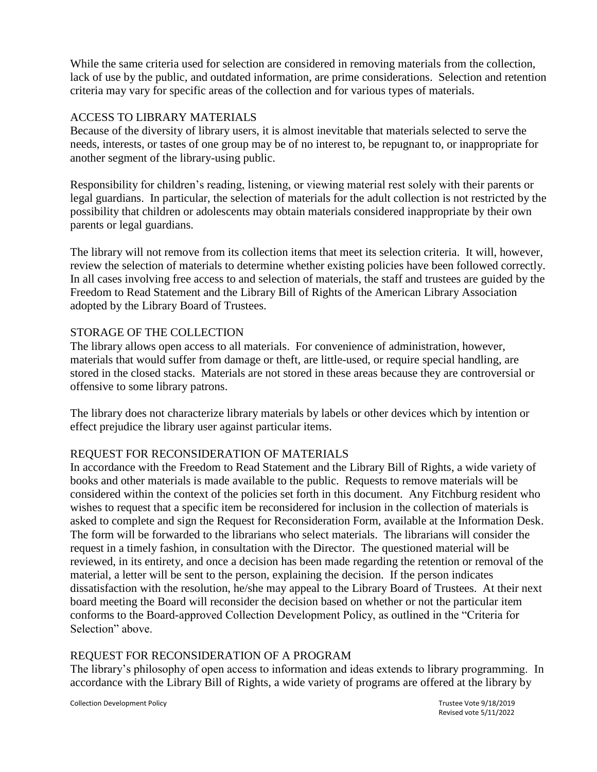While the same criteria used for selection are considered in removing materials from the collection, lack of use by the public, and outdated information, are prime considerations. Selection and retention criteria may vary for specific areas of the collection and for various types of materials.

## ACCESS TO LIBRARY MATERIALS

Because of the diversity of library users, it is almost inevitable that materials selected to serve the needs, interests, or tastes of one group may be of no interest to, be repugnant to, or inappropriate for another segment of the library-using public.

Responsibility for children's reading, listening, or viewing material rest solely with their parents or legal guardians. In particular, the selection of materials for the adult collection is not restricted by the possibility that children or adolescents may obtain materials considered inappropriate by their own parents or legal guardians.

The library will not remove from its collection items that meet its selection criteria. It will, however, review the selection of materials to determine whether existing policies have been followed correctly. In all cases involving free access to and selection of materials, the staff and trustees are guided by the Freedom to Read Statement and the Library Bill of Rights of the American Library Association adopted by the Library Board of Trustees.

## STORAGE OF THE COLLECTION

The library allows open access to all materials. For convenience of administration, however, materials that would suffer from damage or theft, are little-used, or require special handling, are stored in the closed stacks. Materials are not stored in these areas because they are controversial or offensive to some library patrons.

The library does not characterize library materials by labels or other devices which by intention or effect prejudice the library user against particular items.

## REQUEST FOR RECONSIDERATION OF MATERIALS

In accordance with the Freedom to Read Statement and the Library Bill of Rights, a wide variety of books and other materials is made available to the public. Requests to remove materials will be considered within the context of the policies set forth in this document. Any Fitchburg resident who wishes to request that a specific item be reconsidered for inclusion in the collection of materials is asked to complete and sign the Request for Reconsideration Form, available at the Information Desk. The form will be forwarded to the librarians who select materials. The librarians will consider the request in a timely fashion, in consultation with the Director. The questioned material will be reviewed, in its entirety, and once a decision has been made regarding the retention or removal of the material, a letter will be sent to the person, explaining the decision. If the person indicates dissatisfaction with the resolution, he/she may appeal to the Library Board of Trustees. At their next board meeting the Board will reconsider the decision based on whether or not the particular item conforms to the Board-approved Collection Development Policy, as outlined in the "Criteria for Selection" above.

## REQUEST FOR RECONSIDERATION OF A PROGRAM

The library's philosophy of open access to information and ideas extends to library programming. In accordance with the Library Bill of Rights, a wide variety of programs are offered at the library by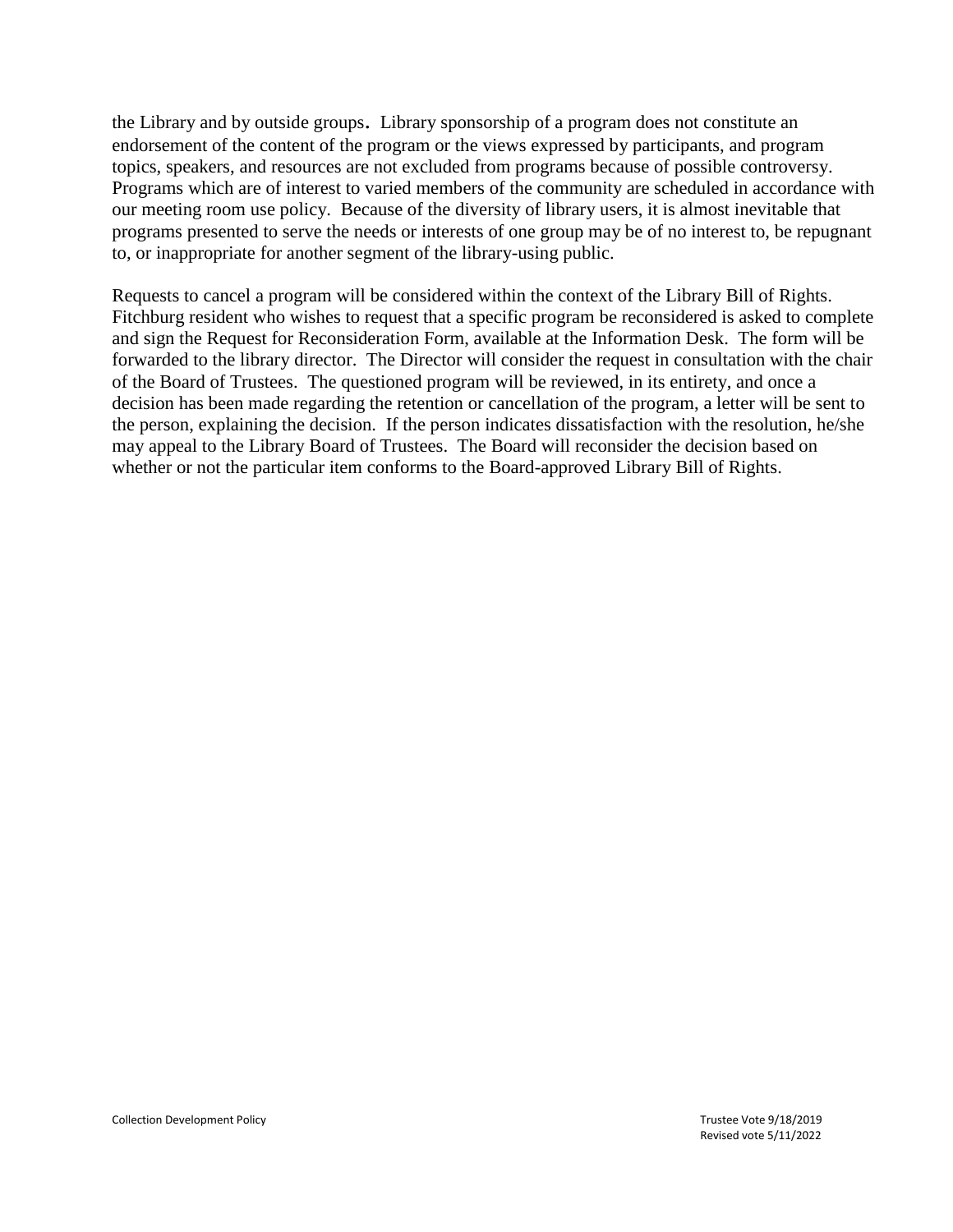the Library and by outside groups. Library sponsorship of a program does not constitute an endorsement of the content of the program or the views expressed by participants, and program topics, speakers, and resources are not excluded from programs because of possible controversy. Programs which are of interest to varied members of the community are scheduled in accordance with our meeting room use policy. Because of the diversity of library users, it is almost inevitable that programs presented to serve the needs or interests of one group may be of no interest to, be repugnant to, or inappropriate for another segment of the library-using public.

Requests to cancel a program will be considered within the context of the Library Bill of Rights. Fitchburg resident who wishes to request that a specific program be reconsidered is asked to complete and sign the Request for Reconsideration Form, available at the Information Desk. The form will be forwarded to the library director. The Director will consider the request in consultation with the chair of the Board of Trustees. The questioned program will be reviewed, in its entirety, and once a decision has been made regarding the retention or cancellation of the program, a letter will be sent to the person, explaining the decision. If the person indicates dissatisfaction with the resolution, he/she may appeal to the Library Board of Trustees. The Board will reconsider the decision based on whether or not the particular item conforms to the Board-approved Library Bill of Rights.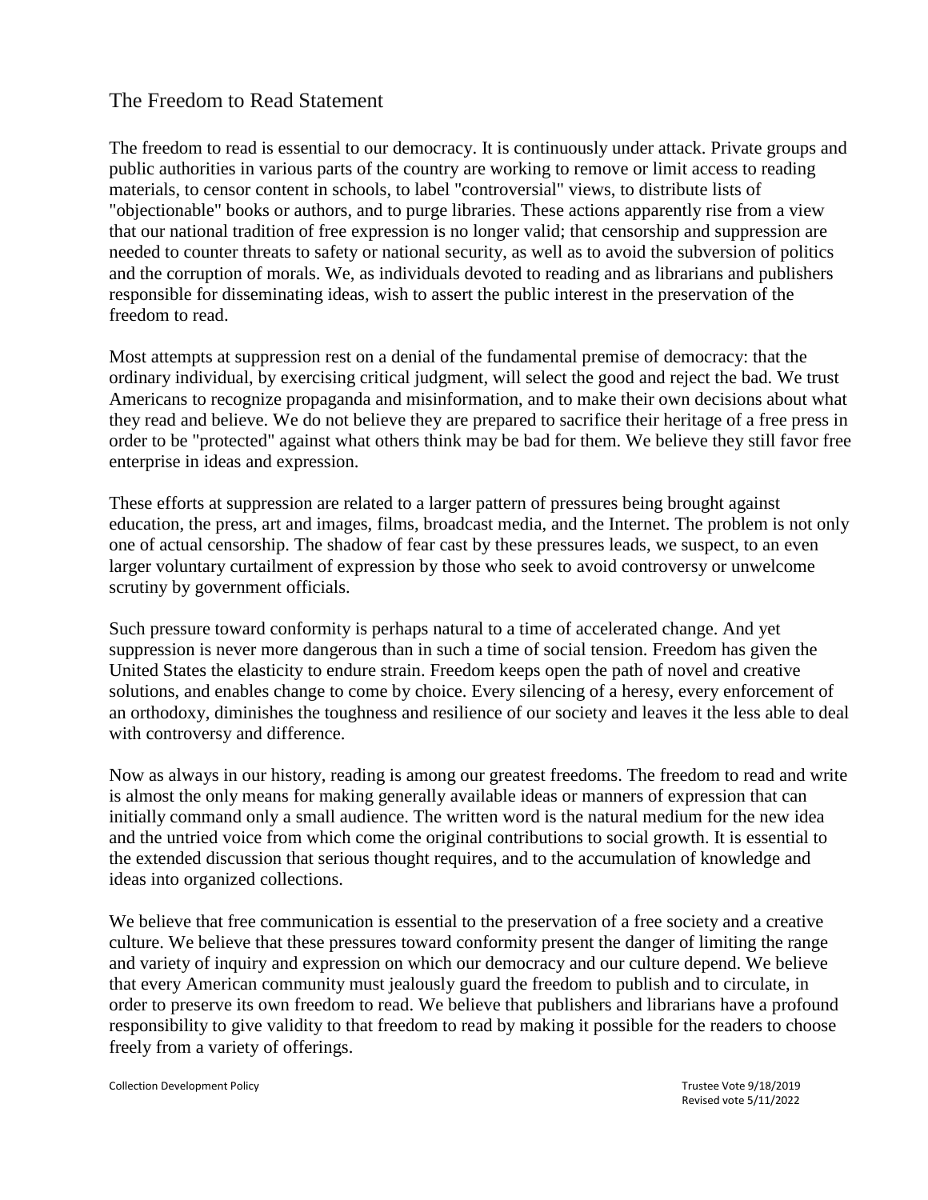## The Freedom to Read Statement

The freedom to read is essential to our democracy. It is continuously under attack. Private groups and public authorities in various parts of the country are working to remove or limit access to reading materials, to censor content in schools, to label "controversial" views, to distribute lists of "objectionable" books or authors, and to purge libraries. These actions apparently rise from a view that our national tradition of free expression is no longer valid; that censorship and suppression are needed to counter threats to safety or national security, as well as to avoid the subversion of politics and the corruption of morals. We, as individuals devoted to reading and as librarians and publishers responsible for disseminating ideas, wish to assert the public interest in the preservation of the freedom to read.

Most attempts at suppression rest on a denial of the fundamental premise of democracy: that the ordinary individual, by exercising critical judgment, will select the good and reject the bad. We trust Americans to recognize propaganda and misinformation, and to make their own decisions about what they read and believe. We do not believe they are prepared to sacrifice their heritage of a free press in order to be "protected" against what others think may be bad for them. We believe they still favor free enterprise in ideas and expression.

These efforts at suppression are related to a larger pattern of pressures being brought against education, the press, art and images, films, broadcast media, and the Internet. The problem is not only one of actual censorship. The shadow of fear cast by these pressures leads, we suspect, to an even larger voluntary curtailment of expression by those who seek to avoid controversy or unwelcome scrutiny by government officials.

Such pressure toward conformity is perhaps natural to a time of accelerated change. And yet suppression is never more dangerous than in such a time of social tension. Freedom has given the United States the elasticity to endure strain. Freedom keeps open the path of novel and creative solutions, and enables change to come by choice. Every silencing of a heresy, every enforcement of an orthodoxy, diminishes the toughness and resilience of our society and leaves it the less able to deal with controversy and difference.

Now as always in our history, reading is among our greatest freedoms. The freedom to read and write is almost the only means for making generally available ideas or manners of expression that can initially command only a small audience. The written word is the natural medium for the new idea and the untried voice from which come the original contributions to social growth. It is essential to the extended discussion that serious thought requires, and to the accumulation of knowledge and ideas into organized collections.

We believe that free communication is essential to the preservation of a free society and a creative culture. We believe that these pressures toward conformity present the danger of limiting the range and variety of inquiry and expression on which our democracy and our culture depend. We believe that every American community must jealously guard the freedom to publish and to circulate, in order to preserve its own freedom to read. We believe that publishers and librarians have a profound responsibility to give validity to that freedom to read by making it possible for the readers to choose freely from a variety of offerings.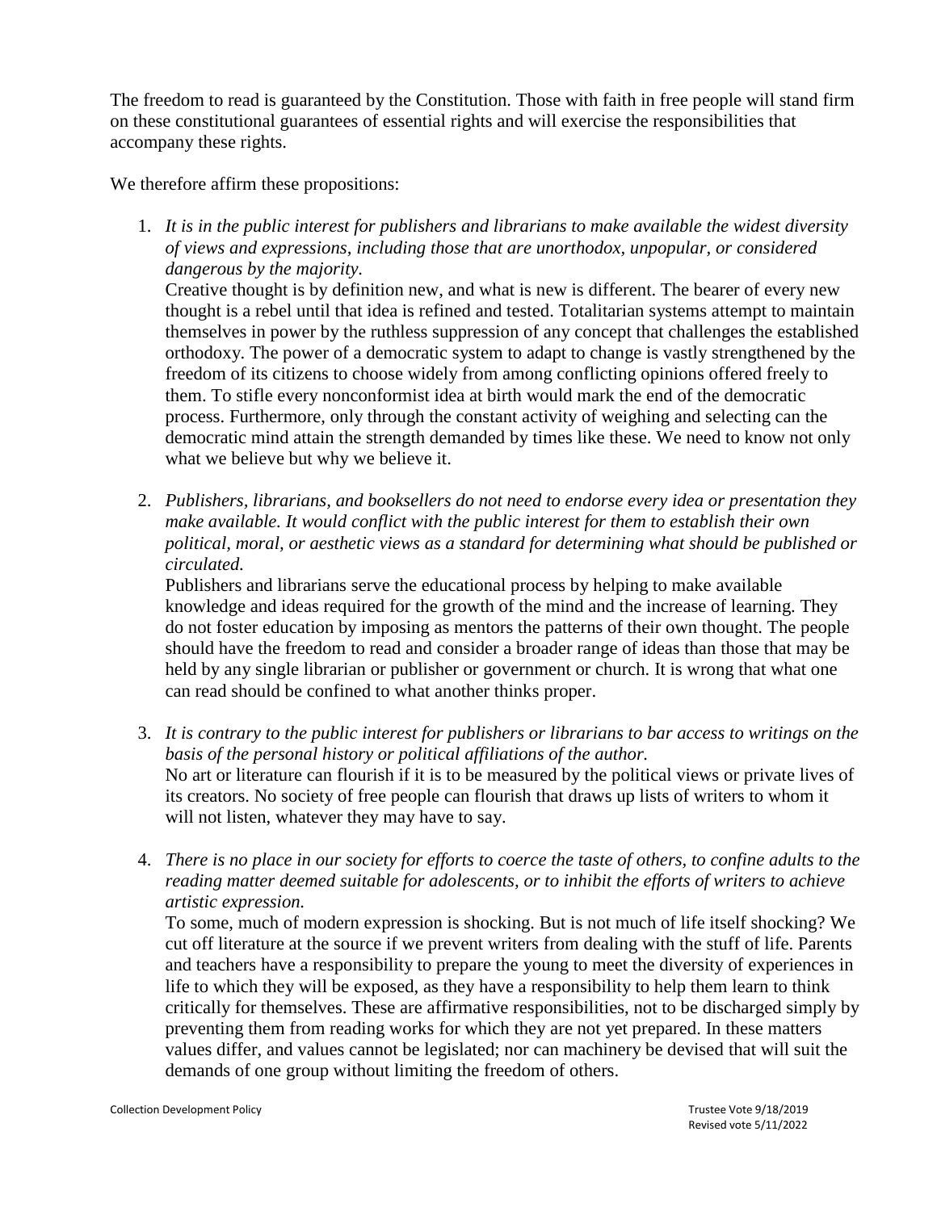The freedom to read is guaranteed by the Constitution. Those with faith in free people will stand firm on these constitutional guarantees of essential rights and will exercise the responsibilities that accompany these rights.

We therefore affirm these propositions:

1. *It is in the public interest for publishers and librarians to make available the widest diversity of views and expressions, including those that are unorthodox, unpopular, or considered dangerous by the majority.*
   Creative thought is by definition new, and what is new is different. The bearer of every new thought is a rebel until that idea is refined and tested. Totalitarian systems attempt to maintain themselves in power by the ruthless suppression of any concept that challenges the established orthodoxy. The power of a democratic system to adapt to change is vastly strengthened by the freedom of its citizens to choose widely from among conflicting opinions offered freely to them. To stifle every nonconformist idea at birth would mark the end of the democratic process. Furthermore, only through the constant activity of weighing and selecting can the democratic mind attain the strength demanded by times like these. We need to know not only what we believe but why we believe it.

2. *Publishers, librarians, and booksellers do not need to endorse every idea or presentation they make available. It would conflict with the public interest for them to establish their own political, moral, or aesthetic views as a standard for determining what should be published or circulated.*
   Publishers and librarians serve the educational process by helping to make available knowledge and ideas required for the growth of the mind and the increase of learning. They do not foster education by imposing as mentors the patterns of their own thought. The people should have the freedom to read and consider a broader range of ideas than those that may be held by any single librarian or publisher or government or church. It is wrong that what one can read should be confined to what another thinks proper.

3. *It is contrary to the public interest for publishers or librarians to bar access to writings on the basis of the personal history or political affiliations of the author.*
   No art or literature can flourish if it is to be measured by the political views or private lives of its creators. No society of free people can flourish that draws up lists of writers to whom it will not listen, whatever they may have to say.

4. *There is no place in our society for efforts to coerce the taste of others, to confine adults to the reading matter deemed suitable for adolescents, or to inhibit the efforts of writers to achieve artistic expression.*
   To some, much of modern expression is shocking. But is not much of life itself shocking? We cut off literature at the source if we prevent writers from dealing with the stuff of life. Parents and teachers have a responsibility to prepare the young to meet the diversity of experiences in life to which they will be exposed, as they have a responsibility to help them learn to think critically for themselves. These are affirmative responsibilities, not to be discharged simply by preventing them from reading works for which they are not yet prepared. In these matters values differ, and values cannot be legislated; nor can machinery be devised that will suit the demands of one group without limiting the freedom of others.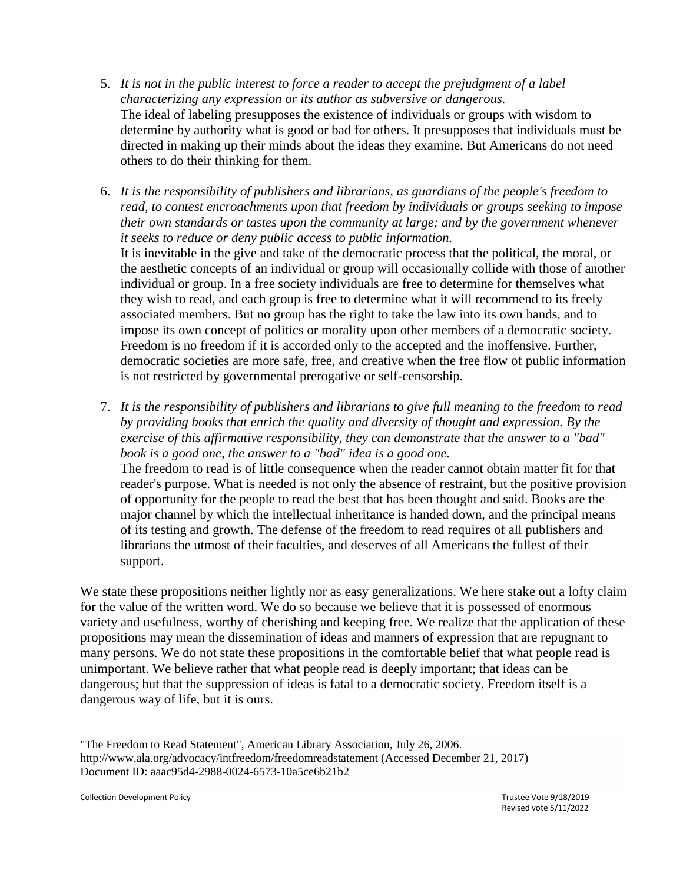5. *It is not in the public interest to force a reader to accept the prejudgment of a label characterizing any expression or its author as subversive or dangerous.*
   The ideal of labeling presupposes the existence of individuals or groups with wisdom to determine by authority what is good or bad for others. It presupposes that individuals must be directed in making up their minds about the ideas they examine. But Americans do not need others to do their thinking for them.

6. *It is the responsibility of publishers and librarians, as guardians of the people's freedom to read, to contest encroachments upon that freedom by individuals or groups seeking to impose their own standards or tastes upon the community at large; and by the government whenever it seeks to reduce or deny public access to public information.*
   It is inevitable in the give and take of the democratic process that the political, the moral, or the aesthetic concepts of an individual or group will occasionally collide with those of another individual or group. In a free society individuals are free to determine for themselves what they wish to read, and each group is free to determine what it will recommend to its freely associated members. But no group has the right to take the law into its own hands, and to impose its own concept of politics or morality upon other members of a democratic society. Freedom is no freedom if it is accorded only to the accepted and the inoffensive. Further, democratic societies are more safe, free, and creative when the free flow of public information is not restricted by governmental prerogative or self-censorship.

7. *It is the responsibility of publishers and librarians to give full meaning to the freedom to read by providing books that enrich the quality and diversity of thought and expression. By the exercise of this affirmative responsibility, they can demonstrate that the answer to a "bad" book is a good one, the answer to a "bad" idea is a good one.*
   The freedom to read is of little consequence when the reader cannot obtain matter fit for that reader's purpose. What is needed is not only the absence of restraint, but the positive provision of opportunity for the people to read the best that has been thought and said. Books are the major channel by which the intellectual inheritance is handed down, and the principal means of its testing and growth. The defense of the freedom to read requires of all publishers and librarians the utmost of their faculties, and deserves of all Americans the fullest of their support.

We state these propositions neither lightly nor as easy generalizations. We here stake out a lofty claim for the value of the written word. We do so because we believe that it is possessed of enormous variety and usefulness, worthy of cherishing and keeping free. We realize that the application of these propositions may mean the dissemination of ideas and manners of expression that are repugnant to many persons. We do not state these propositions in the comfortable belief that what people read is unimportant. We believe rather that what people read is deeply important; that ideas can be dangerous; but that the suppression of ideas is fatal to a democratic society. Freedom itself is a dangerous way of life, but it is ours.

"The Freedom to Read Statement", American Library Association, July 26, 2006. http://www.ala.org/advocacy/intfreedom/freedomreadstatement (Accessed December 21, 2017)
Document ID: aaac95d4-2988-0024-6573-10a5ce6b21b2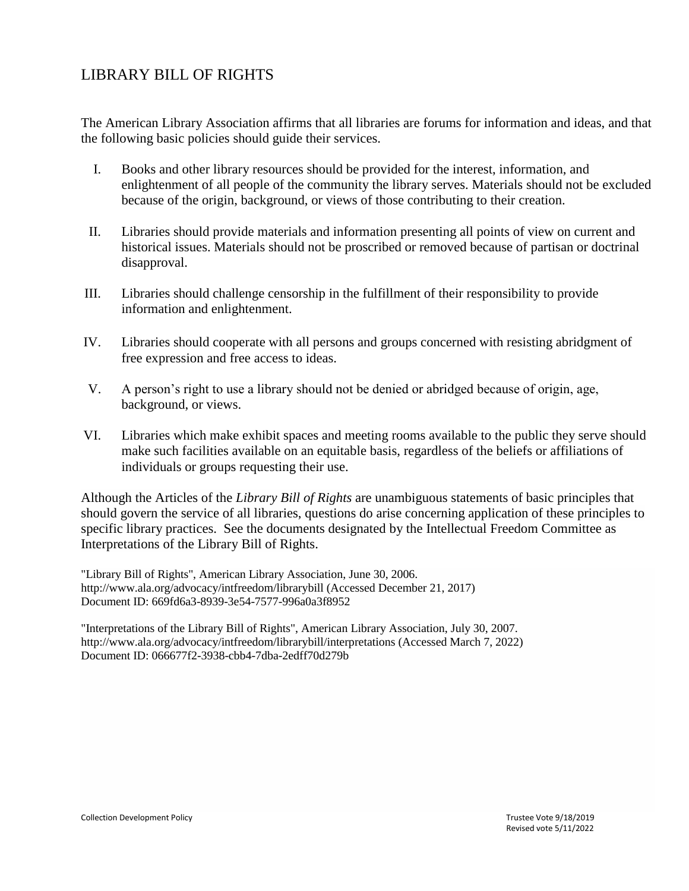# LIBRARY BILL OF RIGHTS

The American Library Association affirms that all libraries are forums for information and ideas, and that the following basic policies should guide their services.

I. Books and other library resources should be provided for the interest, information, and enlightenment of all people of the community the library serves. Materials should not be excluded because of the origin, background, or views of those contributing to their creation.

II. Libraries should provide materials and information presenting all points of view on current and historical issues. Materials should not be proscribed or removed because of partisan or doctrinal disapproval.

III. Libraries should challenge censorship in the fulfillment of their responsibility to provide information and enlightenment.

IV. Libraries should cooperate with all persons and groups concerned with resisting abridgment of free expression and free access to ideas.

V. A person's right to use a library should not be denied or abridged because of origin, age, background, or views.

VI. Libraries which make exhibit spaces and meeting rooms available to the public they serve should make such facilities available on an equitable basis, regardless of the beliefs or affiliations of individuals or groups requesting their use.

Although the Articles of the *Library Bill of Rights* are unambiguous statements of basic principles that should govern the service of all libraries, questions do arise concerning application of these principles to specific library practices. See the documents designated by the Intellectual Freedom Committee as Interpretations of the Library Bill of Rights.

"Library Bill of Rights", American Library Association, June 30, 2006.
http://www.ala.org/advocacy/intfreedom/librarybill (Accessed December 21, 2017)
Document ID: 669fd6a3-8939-3e54-7577-996a0a3f8952

"Interpretations of the Library Bill of Rights", American Library Association, July 30, 2007.
http://www.ala.org/advocacy/intfreedom/librarybill/interpretations (Accessed March 7, 2022)
Document ID: 066677f2-3938-cbb4-7dba-2edff70d279b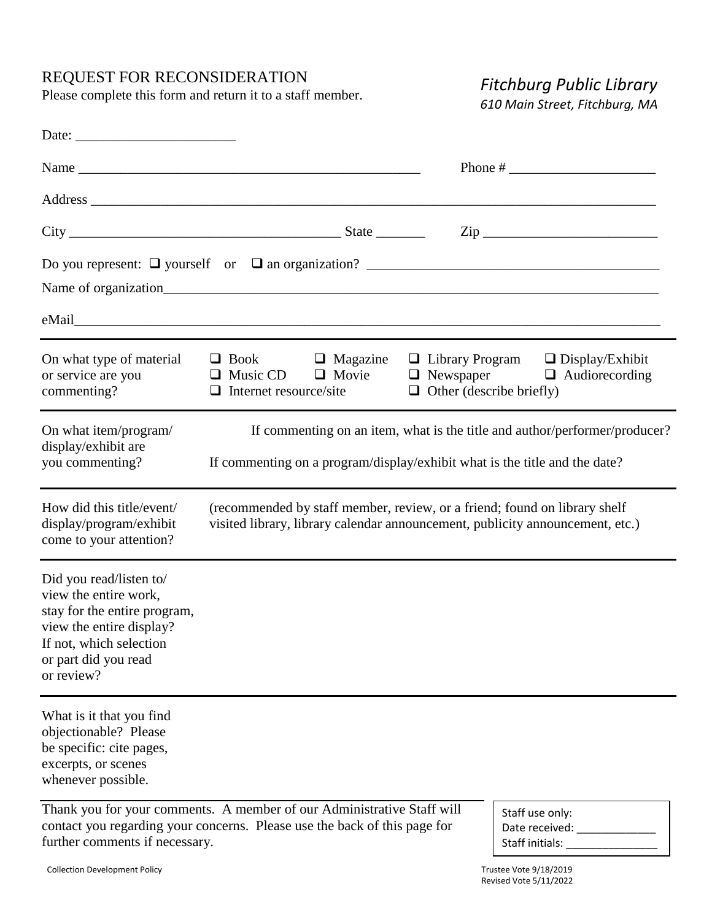# REQUEST FOR RECONSIDERATION

Please complete this form and return it to a staff member.

*Fitchburg Public Library*
*610 Main Street, Fitchburg, MA*

Date: ______________________

Name ___________________________________________________ Phone # _____________________

Address ___________________________________________________________________________________

City _______________________________________ State _______ Zip _________________________

Do you represent: ❑ yourself or ❑ an organization? ________________________________________

Name of organization______________________________________________________________________

eMail_____________________________________________________________________________________

| | |
|---|---|
| On what type of material or service are you commenting? | ❑ Book ❑ Magazine ❑ Library Program ❑ Display/Exhibit ❑ Music CD ❑ Movie ❑ Newspaper ❑ Audiorecording ❑ Internet resource/site ❑ Other (describe briefly) |
| On what item/program/ display/exhibit are you commenting? | If commenting on an item, what is the title and author/performer/producer? If commenting on a program/display/exhibit what is the title and the date? |
| How did this title/event/ display/program/exhibit come to your attention? | (recommended by staff member, review, or a friend; found on library shelf visited library, library calendar announcement, publicity announcement, etc.) |
| Did you read/listen to/ view the entire work, stay for the entire program, view the entire display? If not, which selection or part did you read or review? | |
| What is it that you find objectionable? Please be specific: cite pages, excerpts, or scenes whenever possible. | |

Thank you for your comments. A member of our Administrative Staff will contact you regarding your concerns. Please use the back of this page for further comments if necessary.

Staff use only:
Date received: _____________
Staff initials: _______________

Collection Development Policy

Trustee Vote 9/18/2019
Revised Vote 5/11/2022